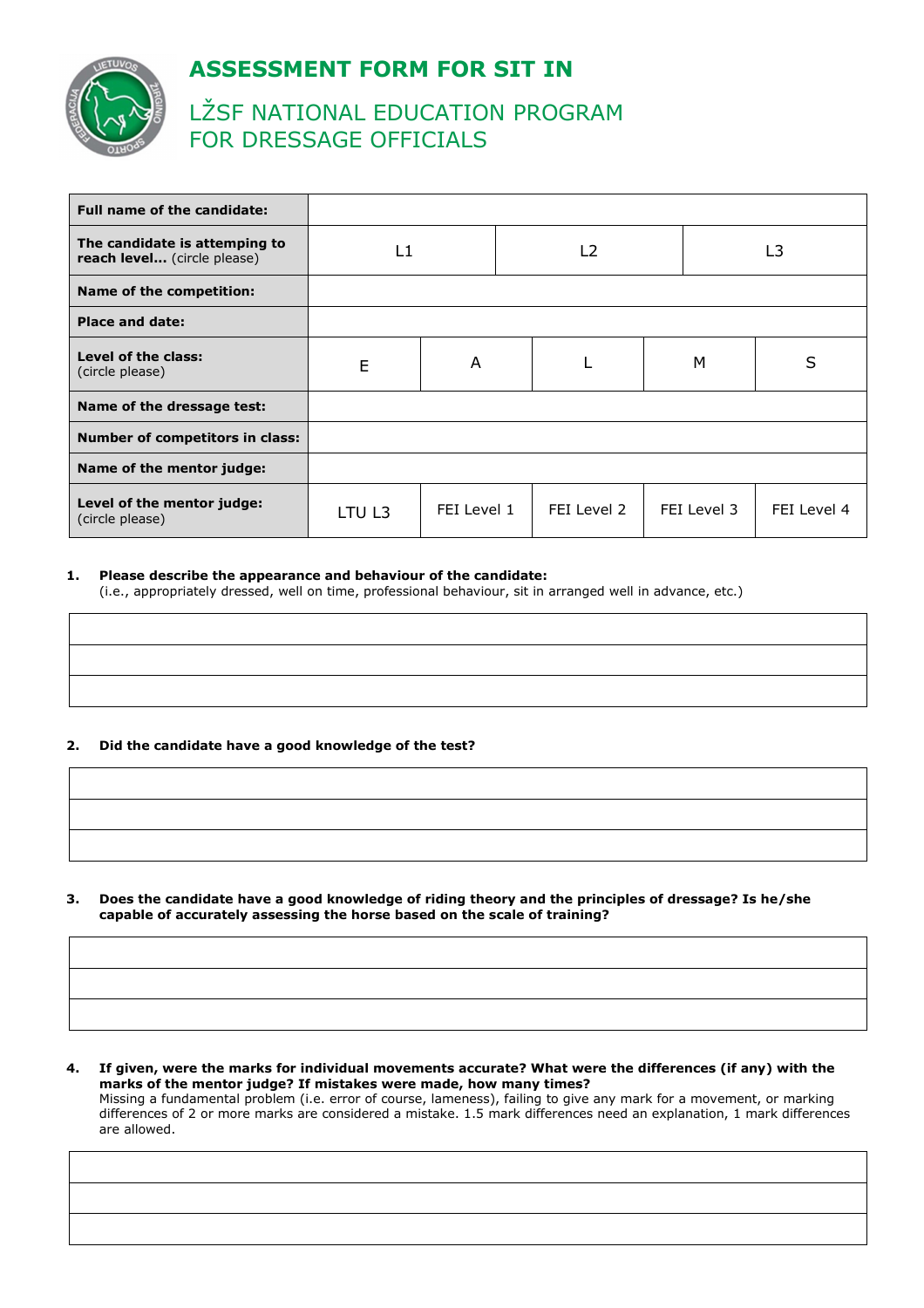# ASSESSMENT FORM FOR SIT IN

## LŽSF NATIONAL EDUCATION PROGRAM FOR DRESSAGE OFFICIALS

| | | | | | |
|---|---|---|---|---|---|
| **Full name of the candidate:** | | | | | |
| **The candidate is attemping to reach level...** (circle please) | L1 | | L2 | | L3 |
| **Name of the competition:** | | | | | |
| **Place and date:** | | | | | |
| **Level of the class:** (circle please) | E | A | L | M | S |
| **Name of the dressage test:** | | | | | |
| **Number of competitors in class:** | | | | | |
| **Name of the mentor judge:** | | | | | |
| **Level of the mentor judge:** (circle please) | LTU L3 | FEI Level 1 | FEI Level 2 | FEI Level 3 | FEI Level 4 |

1. **Please describe the appearance and behaviour of the candidate:**
   (i.e., appropriately dressed, well on time, professional behaviour, sit in arranged well in advance, etc.)

| |
|---|
| |
| |
| |

2. **Did the candidate have a good knowledge of the test?**

| |
|---|
| |
| |
| |

3. **Does the candidate have a good knowledge of riding theory and the principles of dressage? Is he/she capable of accurately assessing the horse based on the scale of training?**

| |
|---|
| |
| |
| |

4. **If given, were the marks for individual movements accurate? What were the differences (if any) with the marks of the mentor judge? If mistakes were made, how many times?**
   Missing a fundamental problem (i.e. error of course, lameness), failing to give any mark for a movement, or marking differences of 2 or more marks are considered a mistake. 1.5 mark differences need an explanation, 1 mark differences are allowed.

| |
|---|
| |
| |
| |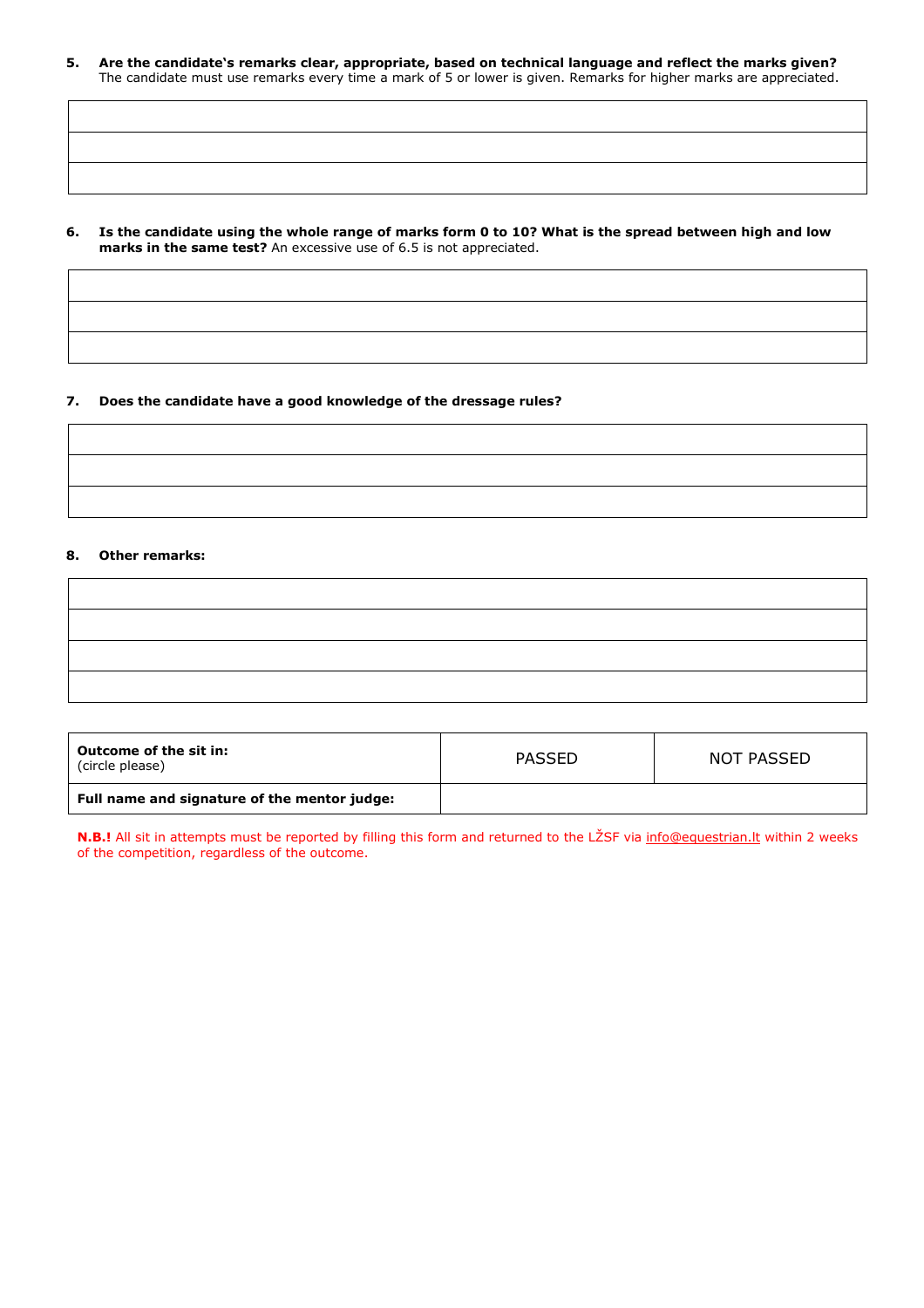5. **Are the candidate's remarks clear, appropriate, based on technical language and reflect the marks given?** The candidate must use remarks every time a mark of 5 or lower is given. Remarks for higher marks are appreciated.

| |
|---|
| |
| |
| |

6. **Is the candidate using the whole range of marks form 0 to 10? What is the spread between high and low marks in the same test?** An excessive use of 6.5 is not appreciated.

| |
|---|
| |
| |
| |

7. **Does the candidate have a good knowledge of the dressage rules?**

| |
|---|
| |
| |
| |

8. **Other remarks:**

| |
|---|
| |
| |
| |
| |

| | | |
|---|---|---|
| **Outcome of the sit in:** (circle please) | PASSED | NOT PASSED |
| **Full name and signature of the mentor judge:** | | |

**N.B.!** All sit in attempts must be reported by filling this form and returned to the LŽSF via info@equestrian.lt within 2 weeks of the competition, regardless of the outcome.